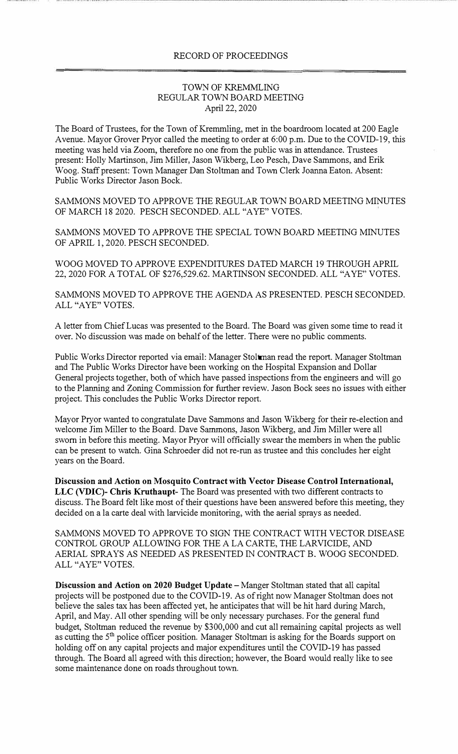# RECORD OF PROCEEDINGS

## TOWN OF KREMMLING
## REGULAR TOWN BOARD MEETING
## April 22, 2020

The Board of Trustees, for the Town of Kremmling, met in the boardroom located at 200 Eagle Avenue. Mayor Grover Pryor called the meeting to order at 6:00 p.m. Due to the COVID-19, this meeting was held via Zoom, therefore no one from the public was in attendance. Trustees present: Holly Martinson, Jim Miller, Jason Wikberg, Leo Pesch, Dave Sammons, and Erik Woog. Staff present: Town Manager Dan Stoltman and Town Clerk Joanna Eaton. Absent: Public Works Director Jason Bock.

SAMMONS MOVED TO APPROVE THE REGULAR TOWN BOARD MEETING MINUTES OF MARCH 18 2020. PESCH SECONDED. ALL "AYE" VOTES.

SAMMONS MOVED TO APPROVE THE SPECIAL TOWN BOARD MEETING MINUTES OF APRIL 1, 2020. PESCH SECONDED.

WOOG MOVED TO APPROVE EXPENDITURES DATED MARCH 19 THROUGH APRIL 22, 2020 FOR A TOTAL OF $276,529.62. MARTINSON SECONDED. ALL "AYE" VOTES.

SAMMONS MOVED TO APPROVE THE AGENDA AS PRESENTED. PESCH SECONDED. ALL "AYE" VOTES.

A letter from Chief Lucas was presented to the Board. The Board was given some time to read it over. No discussion was made on behalf of the letter. There were no public comments.

Public Works Director reported via email: Manager Stoltman read the report. Manager Stoltman and The Public Works Director have been working on the Hospital Expansion and Dollar General projects together, both of which have passed inspections from the engineers and will go to the Planning and Zoning Commission for further review. Jason Bock sees no issues with either project. This concludes the Public Works Director report.

Mayor Pryor wanted to congratulate Dave Sammons and Jason Wikberg for their re-election and welcome Jim Miller to the Board. Dave Sammons, Jason Wikberg, and Jim Miller were all sworn in before this meeting. Mayor Pryor will officially swear the members in when the public can be present to watch. Gina Schroeder did not re-run as trustee and this concludes her eight years on the Board.

**Discussion and Action on Mosquito Contract with Vector Disease Control International, LLC (VDIC)- Chris Kruthaupt-** The Board was presented with two different contracts to discuss. The Board felt like most of their questions have been answered before this meeting, they decided on a la carte deal with larvicide monitoring, with the aerial sprays as needed.

SAMMONS MOVED TO APPROVE TO SIGN THE CONTRACT WITH VECTOR DISEASE CONTROL GROUP ALLOWING FOR THE A LA CARTE, THE LARVICIDE, AND AERIAL SPRAYS AS NEEDED AS PRESENTED IN CONTRACT B. WOOG SECONDED. ALL "AYE" VOTES.

**Discussion and Action on 2020 Budget Update –** Manger Stoltman stated that all capital projects will be postponed due to the COVID-19. As of right now Manager Stoltman does not believe the sales tax has been affected yet, he anticipates that will be hit hard during March, April, and May. All other spending will be only necessary purchases. For the general fund budget, Stoltman reduced the revenue by $300,000 and cut all remaining capital projects as well as cutting the 5th police officer position. Manager Stoltman is asking for the Boards support on holding off on any capital projects and major expenditures until the COVID-19 has passed through. The Board all agreed with this direction; however, the Board would really like to see some maintenance done on roads throughout town.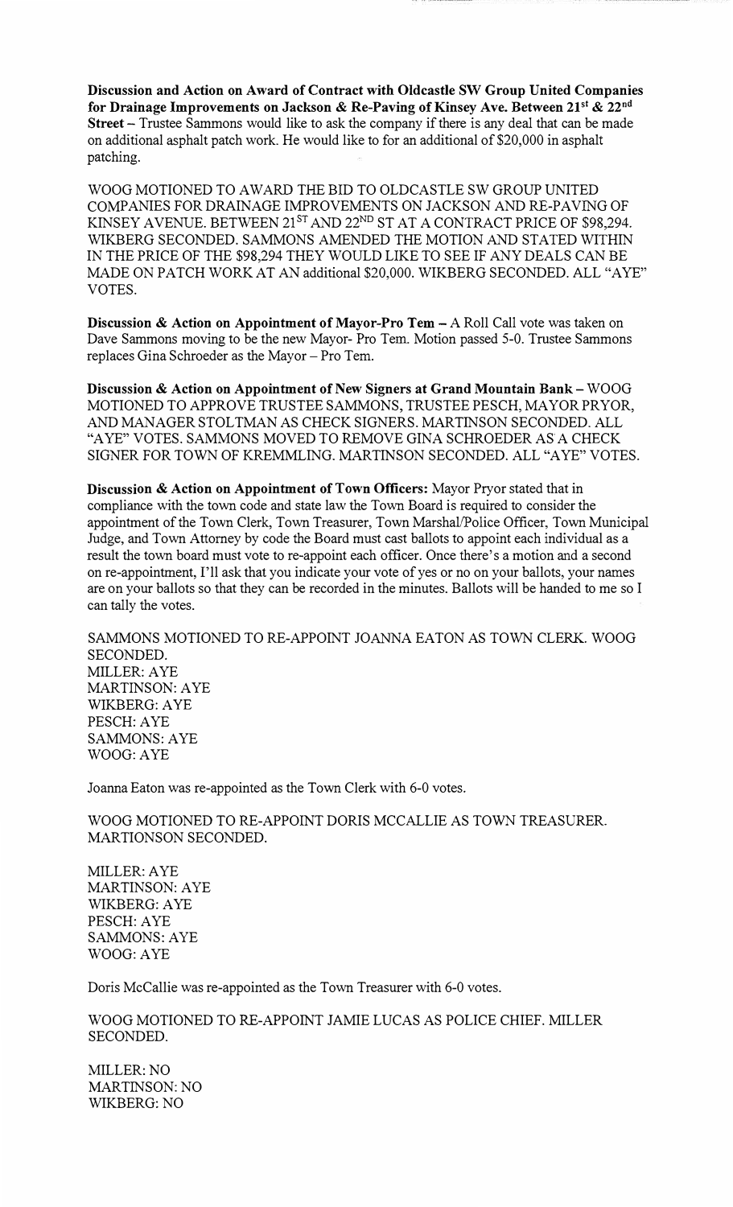**Discussion and Action on Award of Contract with Oldcastle SW Group United Companies for Drainage Improvements on Jackson & Re-Paving of Kinsey Ave. Between 21st & 22nd Street** – Trustee Sammons would like to ask the company if there is any deal that can be made on additional asphalt patch work. He would like to for an additional of $20,000 in asphalt patching.

WOOG MOTIONED TO AWARD THE BID TO OLDCASTLE SW GROUP UNITED COMPANIES FOR DRAINAGE IMPROVEMENTS ON JACKSON AND RE-PAVING OF KINSEY AVENUE. BETWEEN 21ST AND 22ND ST AT A CONTRACT PRICE OF $98,294. WIKBERG SECONDED. SAMMONS AMENDED THE MOTION AND STATED WITHIN IN THE PRICE OF THE $98,294 THEY WOULD LIKE TO SEE IF ANY DEALS CAN BE MADE ON PATCH WORK AT AN additional $20,000. WIKBERG SECONDED. ALL "AYE" VOTES.

**Discussion & Action on Appointment of Mayor-Pro Tem** – A Roll Call vote was taken on Dave Sammons moving to be the new Mayor- Pro Tem. Motion passed 5-0. Trustee Sammons replaces Gina Schroeder as the Mayor – Pro Tem.

**Discussion & Action on Appointment of New Signers at Grand Mountain Bank** – WOOG MOTIONED TO APPROVE TRUSTEE SAMMONS, TRUSTEE PESCH, MAYOR PRYOR, AND MANAGER STOLTMAN AS CHECK SIGNERS. MARTINSON SECONDED. ALL "AYE" VOTES. SAMMONS MOVED TO REMOVE GINA SCHROEDER AS A CHECK SIGNER FOR TOWN OF KREMMLING. MARTINSON SECONDED. ALL "AYE" VOTES.

**Discussion & Action on Appointment of Town Officers:** Mayor Pryor stated that in compliance with the town code and state law the Town Board is required to consider the appointment of the Town Clerk, Town Treasurer, Town Marshal/Police Officer, Town Municipal Judge, and Town Attorney by code the Board must cast ballots to appoint each individual as a result the town board must vote to re-appoint each officer. Once there's a motion and a second on re-appointment, I'll ask that you indicate your vote of yes or no on your ballots, your names are on your ballots so that they can be recorded in the minutes. Ballots will be handed to me so I can tally the votes.

SAMMONS MOTIONED TO RE-APPOINT JOANNA EATON AS TOWN CLERK. WOOG SECONDED.
MILLER: AYE
MARTINSON: AYE
WIKBERG: AYE
PESCH: AYE
SAMMONS: AYE
WOOG: AYE

Joanna Eaton was re-appointed as the Town Clerk with 6-0 votes.

WOOG MOTIONED TO RE-APPOINT DORIS MCCALLIE AS TOWN TREASURER. MARTIONSON SECONDED.

MILLER: AYE
MARTINSON: AYE
WIKBERG: AYE
PESCH: AYE
SAMMONS: AYE
WOOG: AYE

Doris McCallie was re-appointed as the Town Treasurer with 6-0 votes.

WOOG MOTIONED TO RE-APPOINT JAMIE LUCAS AS POLICE CHIEF. MILLER SECONDED.

MILLER: NO
MARTINSON: NO
WIKBERG: NO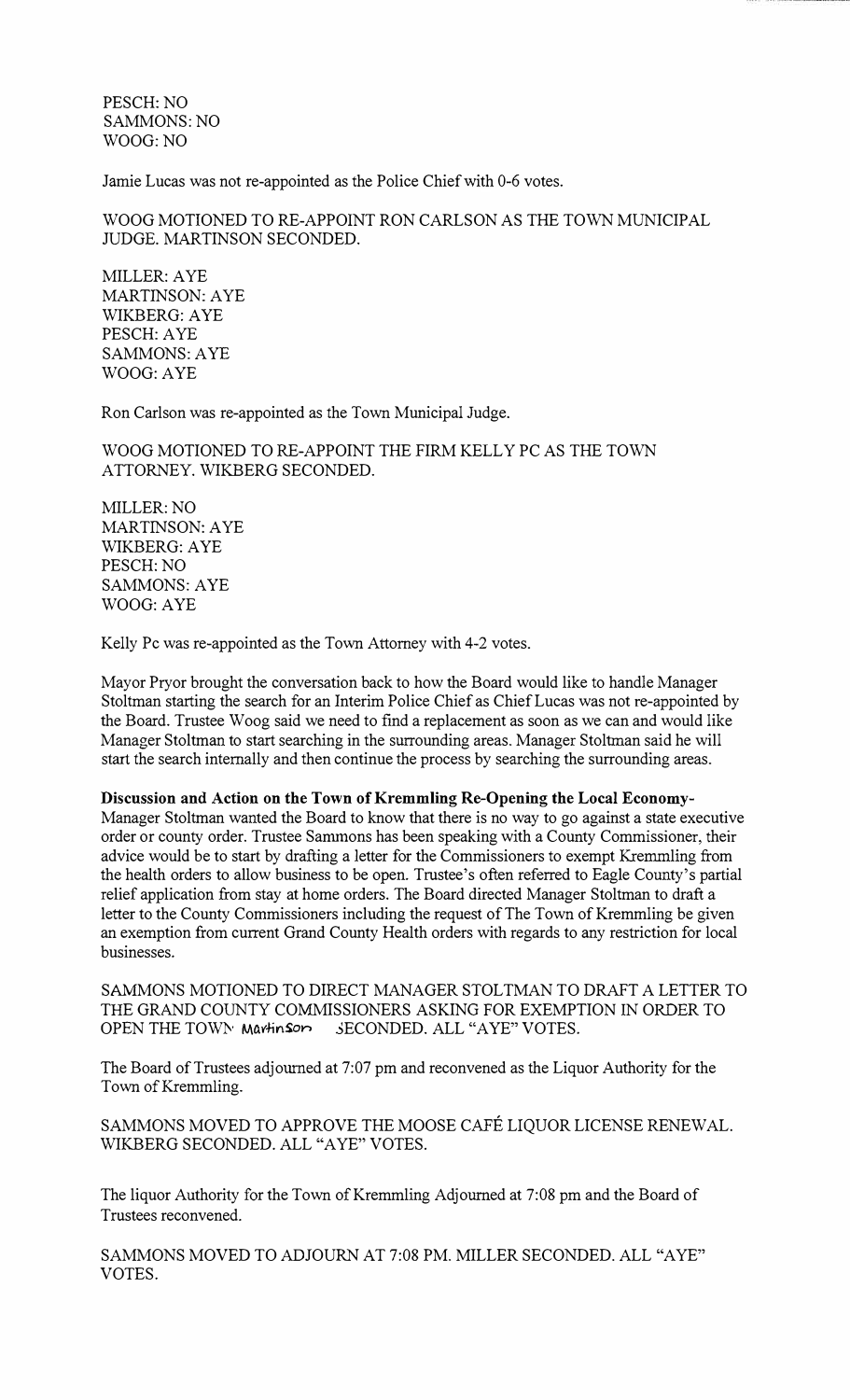PESCH: NO
SAMMONS: NO
WOOG: NO

Jamie Lucas was not re-appointed as the Police Chief with 0-6 votes.

WOOG MOTIONED TO RE-APPOINT RON CARLSON AS THE TOWN MUNICIPAL JUDGE. MARTINSON SECONDED.

MILLER: AYE
MARTINSON: AYE
WIKBERG: AYE
PESCH: AYE
SAMMONS: AYE
WOOG: AYE

Ron Carlson was re-appointed as the Town Municipal Judge.

WOOG MOTIONED TO RE-APPOINT THE FIRM KELLY PC AS THE TOWN ATTORNEY. WIKBERG SECONDED.

MILLER: NO
MARTINSON: AYE
WIKBERG: AYE
PESCH: NO
SAMMONS: AYE
WOOG: AYE

Kelly Pc was re-appointed as the Town Attorney with 4-2 votes.

Mayor Pryor brought the conversation back to how the Board would like to handle Manager Stoltman starting the search for an Interim Police Chief as Chief Lucas was not re-appointed by the Board. Trustee Woog said we need to find a replacement as soon as we can and would like Manager Stoltman to start searching in the surrounding areas. Manager Stoltman said he will start the search internally and then continue the process by searching the surrounding areas.

**Discussion and Action on the Town of Kremmling Re-Opening the Local Economy-** Manager Stoltman wanted the Board to know that there is no way to go against a state executive order or county order. Trustee Sammons has been speaking with a County Commissioner, their advice would be to start by drafting a letter for the Commissioners to exempt Kremmling from the health orders to allow business to be open. Trustee's often referred to Eagle County's partial relief application from stay at home orders. The Board directed Manager Stoltman to draft a letter to the County Commissioners including the request of The Town of Kremmling be given an exemption from current Grand County Health orders with regards to any restriction for local businesses.

SAMMONS MOTIONED TO DIRECT MANAGER STOLTMAN TO DRAFT A LETTER TO THE GRAND COUNTY COMMISSIONERS ASKING FOR EXEMPTION IN ORDER TO OPEN THE TOWN Martinson SECONDED. ALL "AYE" VOTES.

The Board of Trustees adjourned at 7:07 pm and reconvened as the Liquor Authority for the Town of Kremmling.

SAMMONS MOVED TO APPROVE THE MOOSE CAFÉ LIQUOR LICENSE RENEWAL. WIKBERG SECONDED. ALL "AYE" VOTES.

The liquor Authority for the Town of Kremmling Adjourned at 7:08 pm and the Board of Trustees reconvened.

SAMMONS MOVED TO ADJOURN AT 7:08 PM. MILLER SECONDED. ALL "AYE" VOTES.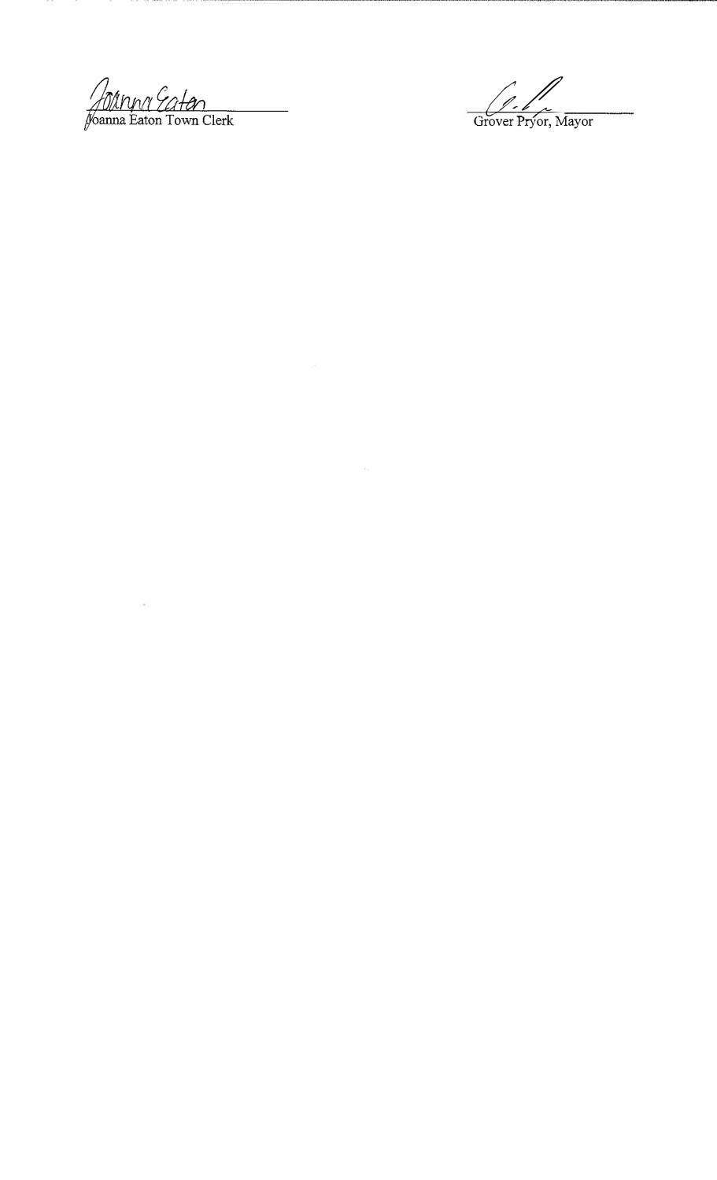Joanna Eaton Town Clerk

Grover Pryor, Mayor